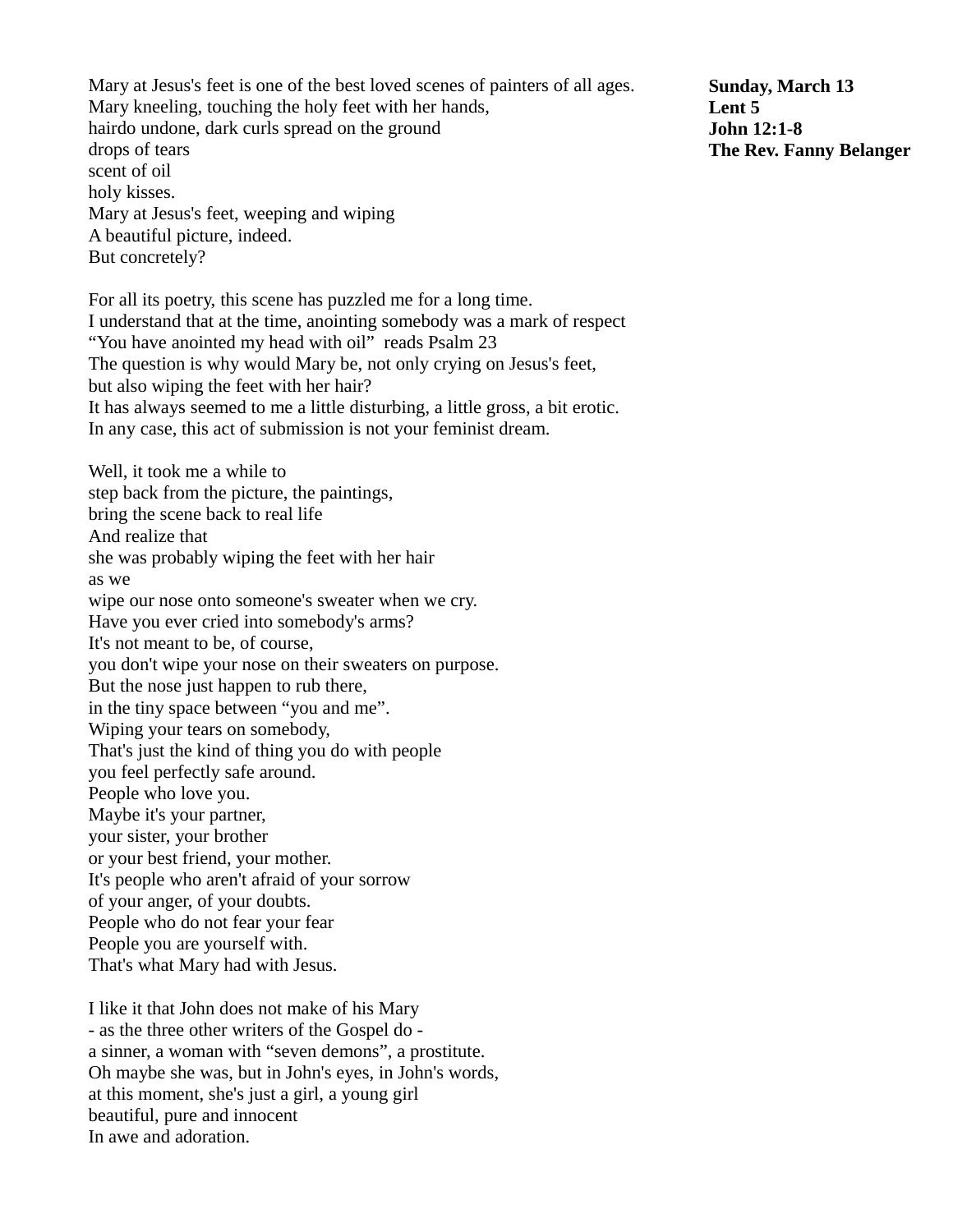**Sunday, March 13**
**Lent 5**
**John 12:1-8**
**The Rev. Fanny Belanger**

Mary at Jesus's feet is one of the best loved scenes of painters of all ages.
Mary kneeling, touching the holy feet with her hands,
hairdo undone, dark curls spread on the ground
drops of tears
scent of oil
holy kisses.
Mary at Jesus's feet, weeping and wiping
A beautiful picture, indeed.
But concretely?

For all its poetry, this scene has puzzled me for a long time.
I understand that at the time, anointing somebody was a mark of respect
"You have anointed my head with oil" reads Psalm 23
The question is why would Mary be, not only crying on Jesus's feet,
but also wiping the feet with her hair?
It has always seemed to me a little disturbing, a little gross, a bit erotic.
In any case, this act of submission is not your feminist dream.

Well, it took me a while to
step back from the picture, the paintings,
bring the scene back to real life
And realize that
she was probably wiping the feet with her hair
as we
wipe our nose onto someone's sweater when we cry.
Have you ever cried into somebody's arms?
It's not meant to be, of course,
you don't wipe your nose on their sweaters on purpose.
But the nose just happen to rub there,
in the tiny space between "you and me".
Wiping your tears on somebody,
That's just the kind of thing you do with people
you feel perfectly safe around.
People who love you.
Maybe it's your partner,
your sister, your brother
or your best friend, your mother.
It's people who aren't afraid of your sorrow
of your anger, of your doubts.
People who do not fear your fear
People you are yourself with.
That's what Mary had with Jesus.

I like it that John does not make of his Mary
- as the three other writers of the Gospel do -
a sinner, a woman with "seven demons", a prostitute.
Oh maybe she was, but in John's eyes, in John's words,
at this moment, she's just a girl, a young girl
beautiful, pure and innocent
In awe and adoration.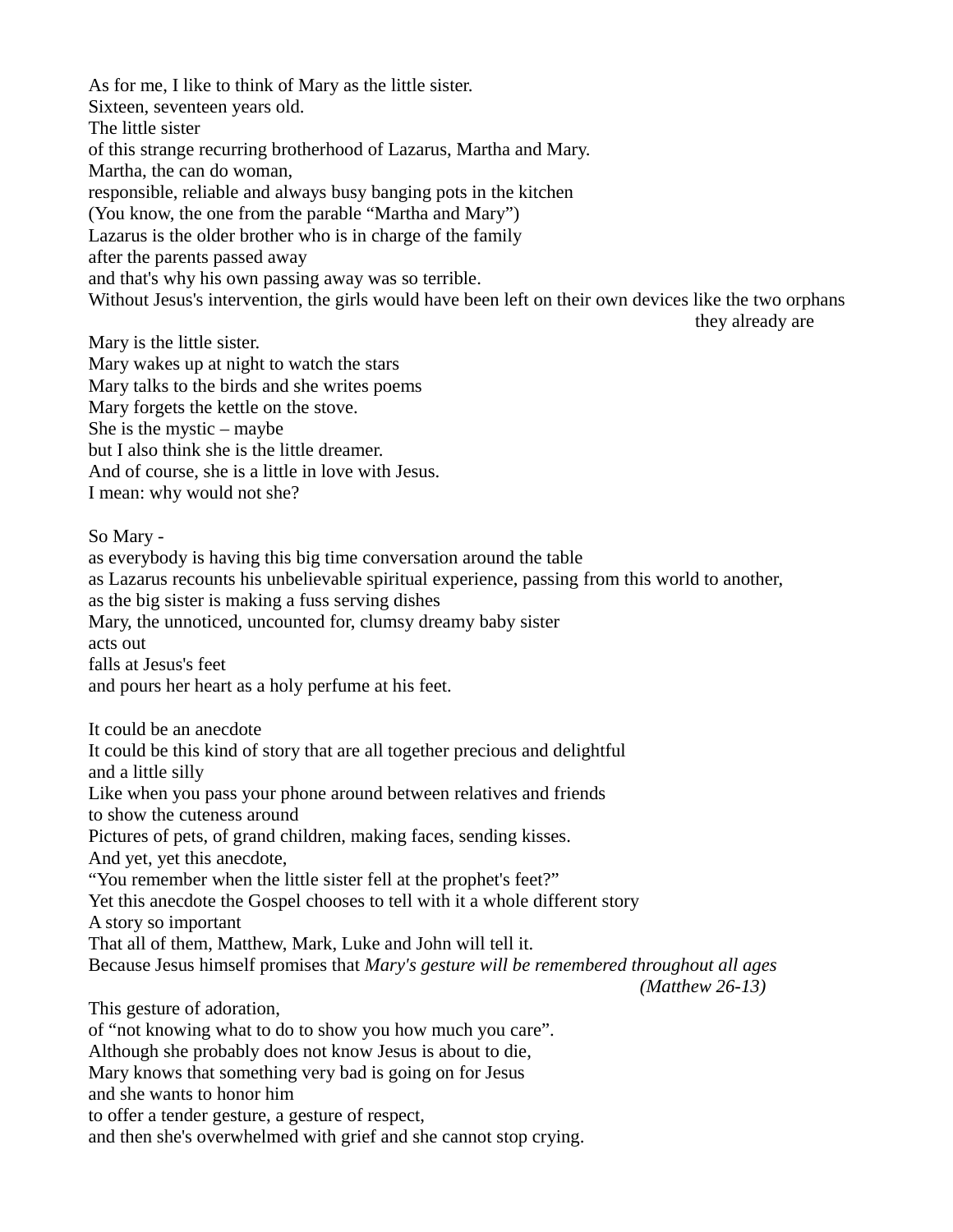As for me, I like to think of Mary as the little sister.
Sixteen, seventeen years old.
The little sister
of this strange recurring brotherhood of Lazarus, Martha and Mary.
Martha, the can do woman,
responsible, reliable and always busy banging pots in the kitchen
(You know, the one from the parable “Martha and Mary”)
Lazarus is the older brother who is in charge of the family
after the parents passed away
and that's why his own passing away was so terrible.
Without Jesus's intervention, the girls would have been left on their own devices like the two orphans
they already are

Mary is the little sister.
Mary wakes up at night to watch the stars
Mary talks to the birds and she writes poems
Mary forgets the kettle on the stove.
She is the mystic – maybe
but I also think she is the little dreamer.
And of course, she is a little in love with Jesus.
I mean: why would not she?

So Mary -
as everybody is having this big time conversation around the table
as Lazarus recounts his unbelievable spiritual experience, passing from this world to another,
as the big sister is making a fuss serving dishes
Mary, the unnoticed, uncounted for, clumsy dreamy baby sister
acts out
falls at Jesus's feet
and pours her heart as a holy perfume at his feet.

It could be an anecdote
It could be this kind of story that are all together precious and delightful
and a little silly
Like when you pass your phone around between relatives and friends
to show the cuteness around
Pictures of pets, of grand children, making faces, sending kisses.
And yet, yet this anecdote,
“You remember when the little sister fell at the prophet's feet?”
Yet this anecdote the Gospel chooses to tell with it a whole different story
A story so important
That all of them, Matthew, Mark, Luke and John will tell it.
Because Jesus himself promises that *Mary's gesture will be remembered throughout all ages*
*(Matthew 26-13)*

This gesture of adoration,
of “not knowing what to do to show you how much you care”.
Although she probably does not know Jesus is about to die,
Mary knows that something very bad is going on for Jesus
and she wants to honor him
to offer a tender gesture, a gesture of respect,
and then she's overwhelmed with grief and she cannot stop crying.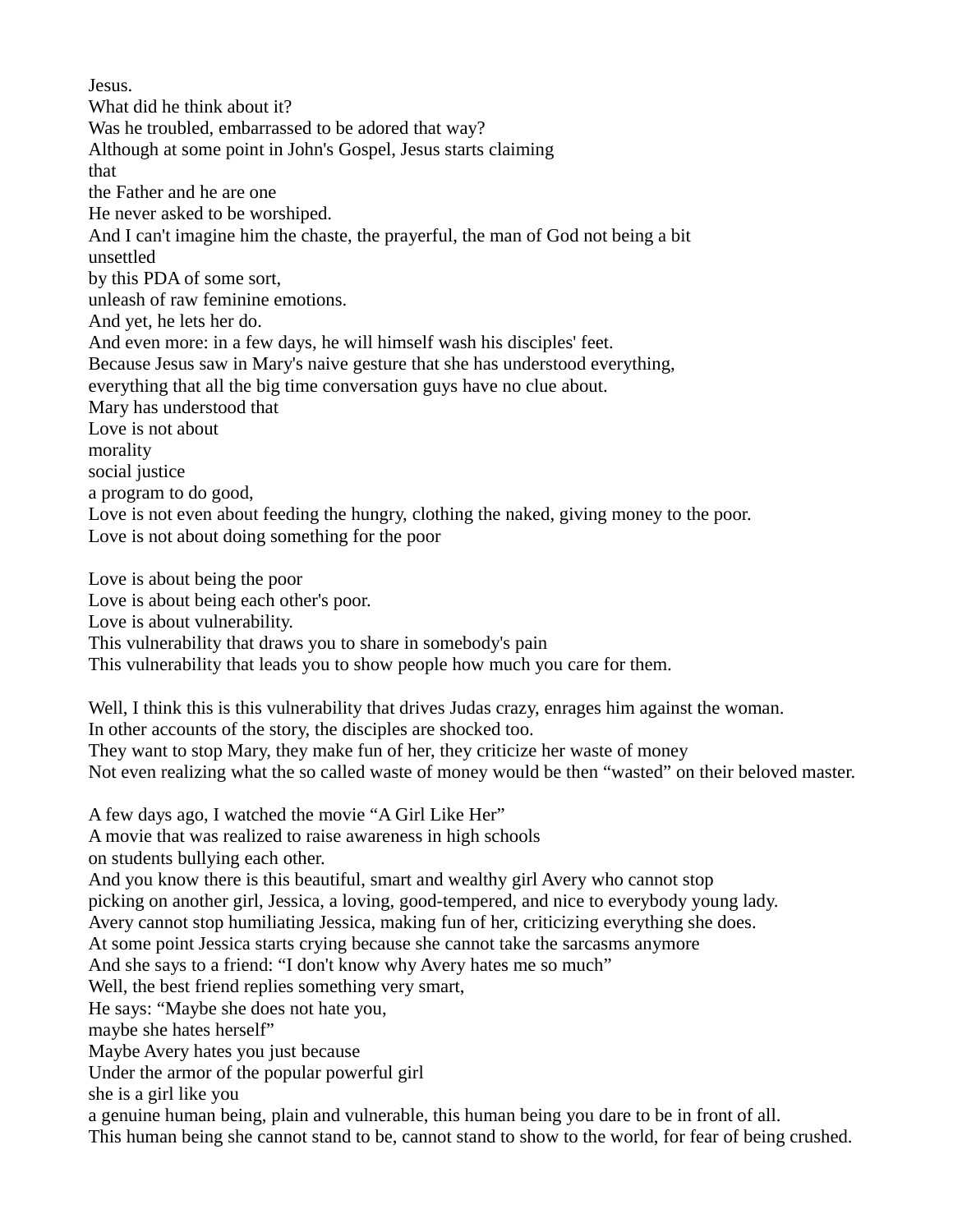Jesus.
What did he think about it?
Was he troubled, embarrassed to be adored that way?
Although at some point in John's Gospel, Jesus starts claiming
that
the Father and he are one
He never asked to be worshiped.
And I can't imagine him the chaste, the prayerful, the man of God not being a bit
unsettled
by this PDA of some sort,
unleash of raw feminine emotions.
And yet, he lets her do.
And even more: in a few days, he will himself wash his disciples' feet.
Because Jesus saw in Mary's naive gesture that she has understood everything,
everything that all the big time conversation guys have no clue about.
Mary has understood that
Love is not about
morality
social justice
a program to do good,
Love is not even about feeding the hungry, clothing the naked, giving money to the poor.
Love is not about doing something for the poor

Love is about being the poor
Love is about being each other's poor.
Love is about vulnerability.
This vulnerability that draws you to share in somebody's pain
This vulnerability that leads you to show people how much you care for them.

Well, I think this is this vulnerability that drives Judas crazy, enrages him against the woman.
In other accounts of the story, the disciples are shocked too.
They want to stop Mary, they make fun of her, they criticize her waste of money
Not even realizing what the so called waste of money would be then "wasted" on their beloved master.

A few days ago, I watched the movie "A Girl Like Her"
A movie that was realized to raise awareness in high schools
on students bullying each other.
And you know there is this beautiful, smart and wealthy girl Avery who cannot stop
picking on another girl, Jessica, a loving, good-tempered, and nice to everybody young lady.
Avery cannot stop humiliating Jessica, making fun of her, criticizing everything she does.
At some point Jessica starts crying because she cannot take the sarcasms anymore
And she says to a friend: "I don't know why Avery hates me so much"
Well, the best friend replies something very smart,
He says: "Maybe she does not hate you,
maybe she hates herself"
Maybe Avery hates you just because
Under the armor of the popular powerful girl
she is a girl like you
a genuine human being, plain and vulnerable, this human being you dare to be in front of all.
This human being she cannot stand to be, cannot stand to show to the world, for fear of being crushed.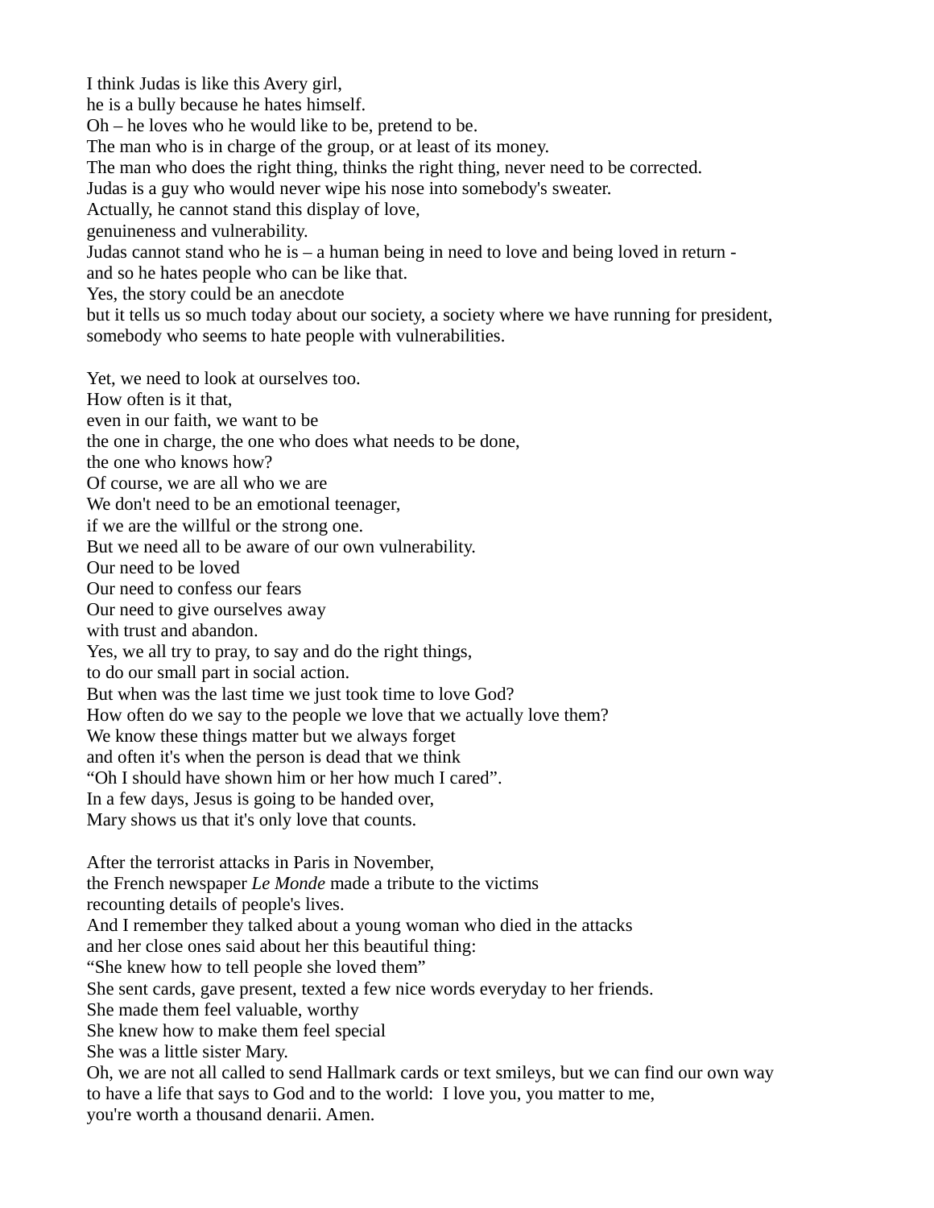I think Judas is like this Avery girl,
he is a bully because he hates himself.
Oh – he loves who he would like to be, pretend to be.
The man who is in charge of the group, or at least of its money.
The man who does the right thing, thinks the right thing, never need to be corrected.
Judas is a guy who would never wipe his nose into somebody's sweater.
Actually, he cannot stand this display of love,
genuineness and vulnerability.
Judas cannot stand who he is – a human being in need to love and being loved in return -
and so he hates people who can be like that.
Yes, the story could be an anecdote
but it tells us so much today about our society, a society where we have running for president,
somebody who seems to hate people with vulnerabilities.

Yet, we need to look at ourselves too.
How often is it that,
even in our faith, we want to be
the one in charge, the one who does what needs to be done,
the one who knows how?
Of course, we are all who we are
We don't need to be an emotional teenager,
if we are the willful or the strong one.
But we need all to be aware of our own vulnerability.
Our need to be loved
Our need to confess our fears
Our need to give ourselves away
with trust and abandon.
Yes, we all try to pray, to say and do the right things,
to do our small part in social action.
But when was the last time we just took time to love God?
How often do we say to the people we love that we actually love them?
We know these things matter but we always forget
and often it's when the person is dead that we think
"Oh I should have shown him or her how much I cared".
In a few days, Jesus is going to be handed over,
Mary shows us that it's only love that counts.

After the terrorist attacks in Paris in November,
the French newspaper *Le Monde* made a tribute to the victims
recounting details of people's lives.
And I remember they talked about a young woman who died in the attacks
and her close ones said about her this beautiful thing:
"She knew how to tell people she loved them"
She sent cards, gave present, texted a few nice words everyday to her friends.
She made them feel valuable, worthy
She knew how to make them feel special
She was a little sister Mary.
Oh, we are not all called to send Hallmark cards or text smileys, but we can find our own way
to have a life that says to God and to the world:  I love you, you matter to me,
you're worth a thousand denarii. Amen.